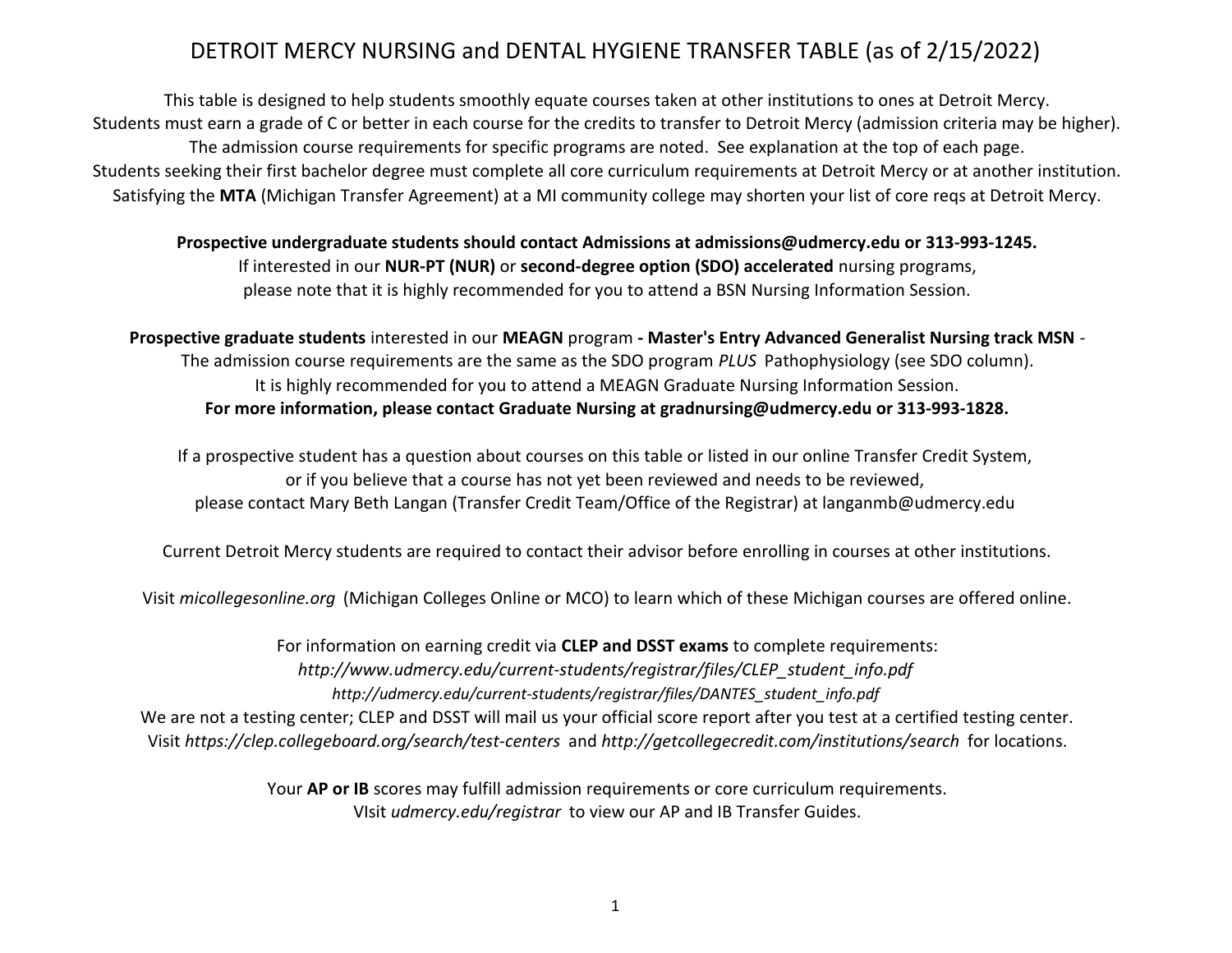# DETROIT MERCY NURSING and DENTAL HYGIENE TRANSFER TABLE (as of 2/15/2022)

This table is designed to help students smoothly equate courses taken at other institutions to ones at Detroit Mercy.
Students must earn a grade of C or better in each course for the credits to transfer to Detroit Mercy (admission criteria may be higher).
The admission course requirements for specific programs are noted. See explanation at the top of each page.
Students seeking their first bachelor degree must complete all core curriculum requirements at Detroit Mercy or at another institution.
Satisfying the **MTA** (Michigan Transfer Agreement) at a MI community college may shorten your list of core reqs at Detroit Mercy.

**Prospective undergraduate students should contact Admissions at admissions@udmercy.edu or 313-993-1245.**
If interested in our **NUR-PT (NUR)** or **second-degree option (SDO) accelerated** nursing programs,
please note that it is highly recommended for you to attend a BSN Nursing Information Session.

**Prospective graduate students** interested in our **MEAGN** program **- Master's Entry Advanced Generalist Nursing track MSN** -
The admission course requirements are the same as the SDO program *PLUS* Pathophysiology (see SDO column).
It is highly recommended for you to attend a MEAGN Graduate Nursing Information Session.
**For more information, please contact Graduate Nursing at gradnursing@udmercy.edu or 313-993-1828.**

If a prospective student has a question about courses on this table or listed in our online Transfer Credit System,
or if you believe that a course has not yet been reviewed and needs to be reviewed,
please contact Mary Beth Langan (Transfer Credit Team/Office of the Registrar) at langanmb@udmercy.edu

Current Detroit Mercy students are required to contact their advisor before enrolling in courses at other institutions.

Visit *micollegesonline.org* (Michigan Colleges Online or MCO) to learn which of these Michigan courses are offered online.

For information on earning credit via **CLEP and DSST exams** to complete requirements:
*http://www.udmercy.edu/current-students/registrar/files/CLEP_student_info.pdf*
*http://udmercy.edu/current-students/registrar/files/DANTES_student_info.pdf*
We are not a testing center; CLEP and DSST will mail us your official score report after you test at a certified testing center.
Visit *https://clep.collegeboard.org/search/test-centers* and *http://getcollegecredit.com/institutions/search* for locations.

Your **AP or IB** scores may fulfill admission requirements or core curriculum requirements.
VIsit *udmercy.edu/registrar* to view our AP and IB Transfer Guides.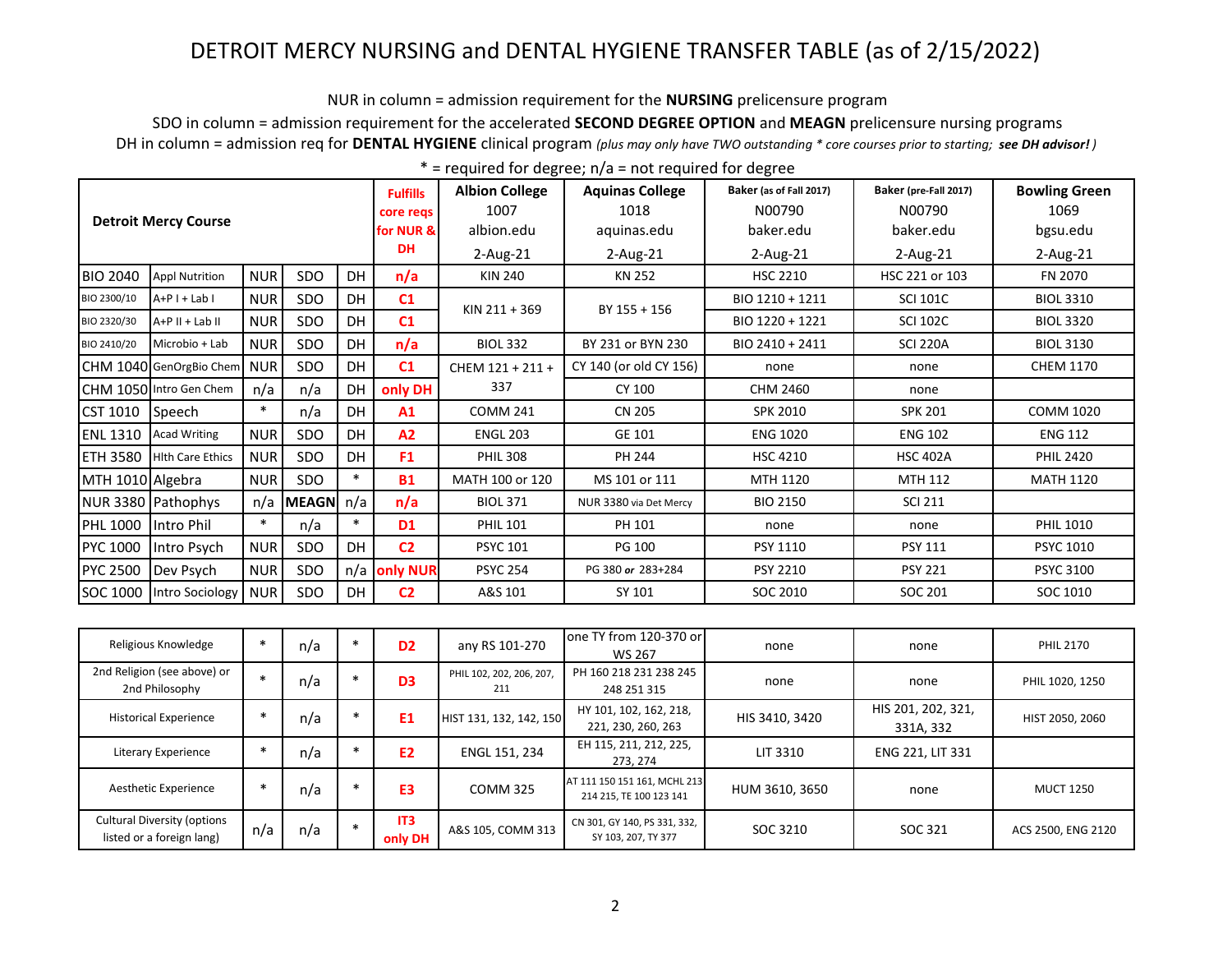# DETROIT MERCY NURSING and DENTAL HYGIENE TRANSFER TABLE (as of 2/15/2022)

NUR in column = admission requirement for the **NURSING** prelicensure program

SDO in column = admission requirement for the accelerated **SECOND DEGREE OPTION** and **MEAGN** prelicensure nursing programs

DH in column = admission req for **DENTAL HYGIENE** clinical program *(plus may only have TWO outstanding * core courses prior to starting;* ***see DH advisor!****)*

* = required for degree; n/a = not required for degree

| Detroit Mercy Course | | | | | Fulfills core reqs for NUR & DH | Albion College 1007 albion.edu 2-Aug-21 | Aquinas College 1018 aquinas.edu 2-Aug-21 | Baker (as of Fall 2017) N00790 baker.edu 2-Aug-21 | Baker (pre-Fall 2017) N00790 baker.edu 2-Aug-21 | Bowling Green 1069 bgsu.edu 2-Aug-21 |
|---|---|---|---|---|---|---|---|---|---|---|
| BIO 2040 | Appl Nutrition | NUR | SDO | DH | n/a | KIN 240 | KN 252 | HSC 2210 | HSC 221 or 103 | FN 2070 |
| BIO 2300/10 | A+P I + Lab I | NUR | SDO | DH | C1 | KIN 211 + 369 | BY 155 + 156 | BIO 1210 + 1211 | SCI 101C | BIOL 3310 |
| BIO 2320/30 | A+P II + Lab II | NUR | SDO | DH | C1 | | | BIO 1220 + 1221 | SCI 102C | BIOL 3320 |
| BIO 2410/20 | Microbio + Lab | NUR | SDO | DH | n/a | BIOL 332 | BY 231 or BYN 230 | BIO 2410 + 2411 | SCI 220A | BIOL 3130 |
| CHM 1040 | GenOrgBio Chem | NUR | SDO | DH | C1 | CHEM 121 + 211 + 337 | CY 140 (or old CY 156) | none | none | CHEM 1170 |
| CHM 1050 | Intro Gen Chem | n/a | n/a | DH | only DH | | CY 100 | CHM 2460 | none | |
| CST 1010 | Speech | * | n/a | DH | A1 | COMM 241 | CN 205 | SPK 2010 | SPK 201 | COMM 1020 |
| ENL 1310 | Acad Writing | NUR | SDO | DH | A2 | ENGL 203 | GE 101 | ENG 1020 | ENG 102 | ENG 112 |
| ETH 3580 | Hlth Care Ethics | NUR | SDO | DH | F1 | PHIL 308 | PH 244 | HSC 4210 | HSC 402A | PHIL 2420 |
| MTH 1010 | Algebra | NUR | SDO | * | B1 | MATH 100 or 120 | MS 101 or 111 | MTH 1120 | MTH 112 | MATH 1120 |
| NUR 3380 | Pathophys | n/a | MEAGN | n/a | n/a | BIOL 371 | NUR 3380 via Det Mercy | BIO 2150 | SCI 211 | |
| PHL 1000 | Intro Phil | * | n/a | * | D1 | PHIL 101 | PH 101 | none | none | PHIL 1010 |
| PYC 1000 | Intro Psych | NUR | SDO | DH | C2 | PSYC 101 | PG 100 | PSY 1110 | PSY 111 | PSYC 1010 |
| PYC 2500 | Dev Psych | NUR | SDO | n/a | only NUR | PSYC 254 | PG 380 *or* 283+284 | PSY 2210 | PSY 221 | PSYC 3100 |
| SOC 1000 | Intro Sociology | NUR | SDO | DH | C2 | A&S 101 | SY 101 | SOC 2010 | SOC 201 | SOC 1010 |

| Core Area | | | | Fulfills | Albion College | Aquinas College | Baker (as of Fall 2017) | Baker (pre-Fall 2017) | Bowling Green |
|---|---|---|---|---|---|---|---|---|---|
| Religious Knowledge | * | n/a | * | D2 | any RS 101-270 | one TY from 120-370 or WS 267 | none | none | PHIL 2170 |
| 2nd Religion (see above) or 2nd Philosophy | * | n/a | * | D3 | PHIL 102, 202, 206, 207, 211 | PH 160 218 231 238 245 248 251 315 | none | none | PHIL 1020, 1250 |
| Historical Experience | * | n/a | * | E1 | HIST 131, 132, 142, 150 | HY 101, 102, 162, 218, 221, 230, 260, 263 | HIS 3410, 3420 | HIS 201, 202, 321, 331A, 332 | HIST 2050, 2060 |
| Literary Experience | * | n/a | * | E2 | ENGL 151, 234 | EH 115, 211, 212, 225, 273, 274 | LIT 3310 | ENG 221, LIT 331 | |
| Aesthetic Experience | * | n/a | * | E3 | COMM 325 | AT 111 150 151 161, MCHL 213 214 215, TE 100 123 141 | HUM 3610, 3650 | none | MUCT 1250 |
| Cultural Diversity (options listed or a foreign lang) | n/a | n/a | * | IT3 only DH | A&S 105, COMM 313 | CN 301, GY 140, PS 331, 332, SY 103, 207, TY 377 | SOC 3210 | SOC 321 | ACS 2500, ENG 2120 |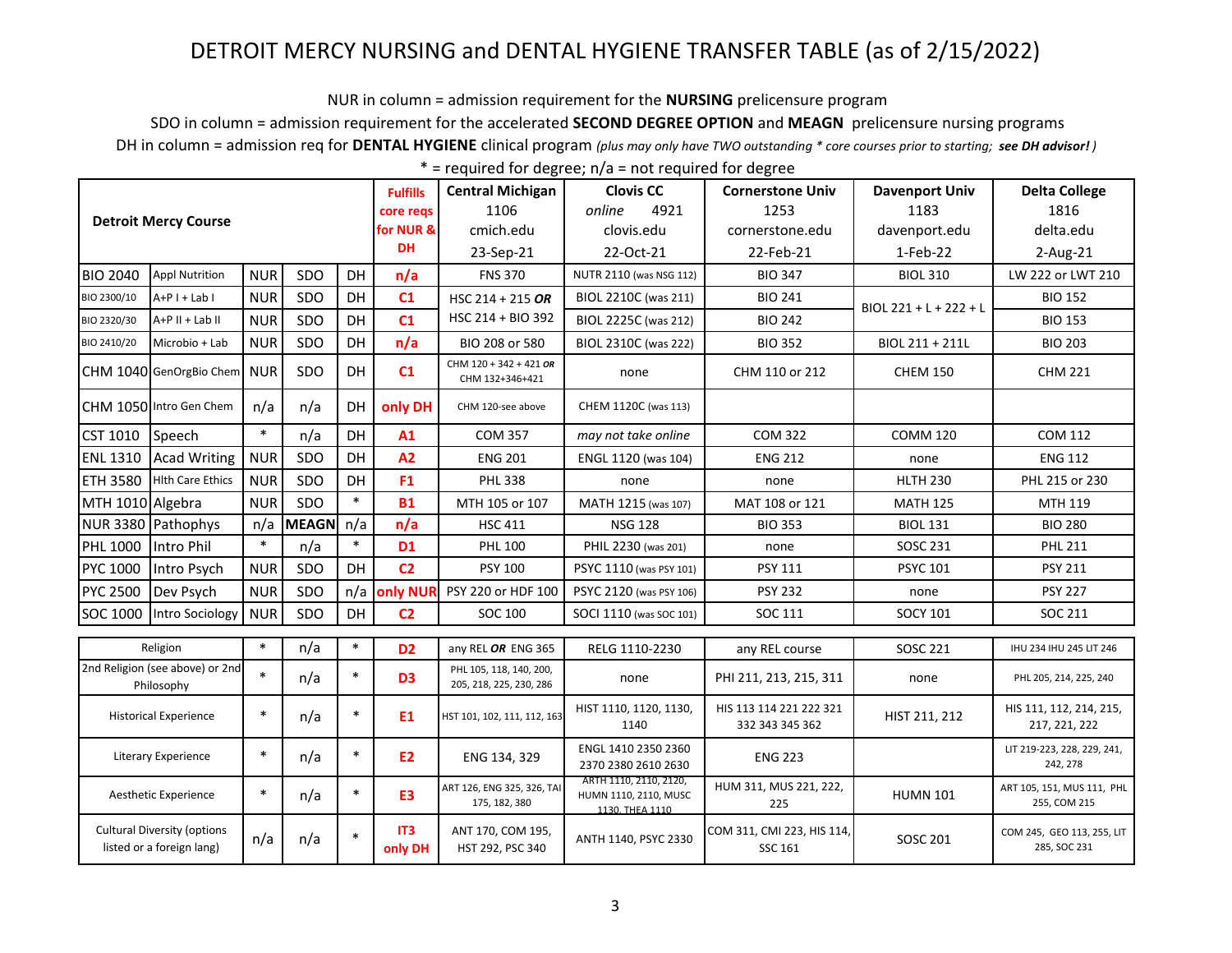# DETROIT MERCY NURSING and DENTAL HYGIENE TRANSFER TABLE (as of 2/15/2022)

NUR in column = admission requirement for the **NURSING** prelicensure program

SDO in column = admission requirement for the accelerated **SECOND DEGREE OPTION** and **MEAGN** prelicensure nursing programs

DH in column = admission req for **DENTAL HYGIENE** clinical program *(plus may only have TWO outstanding * core courses prior to starting; **see DH advisor!**)*

\* = required for degree; n/a = not required for degree

| Detroit Mercy Course | | | | | Fulfills core reqs for NUR & DH | Central Michigan 1106 cmich.edu 23-Sep-21 | Clovis CC *online* 4921 clovis.edu 22-Oct-21 | Cornerstone Univ 1253 cornerstone.edu 22-Feb-21 | Davenport Univ 1183 davenport.edu 1-Feb-22 | Delta College 1816 delta.edu 2-Aug-21 |
|---|---|---|---|---|---|---|---|---|---|---|
| BIO 2040 | Appl Nutrition | NUR | SDO | DH | n/a | FNS 370 | NUTR 2110 (was NSG 112) | BIO 347 | BIOL 310 | LW 222 or LWT 210 |
| BIO 2300/10 | A+P I + Lab I | NUR | SDO | DH | C1 | HSC 214 + 215 ***OR*** HSC 214 + BIO 392 | BIOL 2210C (was 211) | BIO 241 | BIOL 221 + L + 222 + L | BIO 152 |
| BIO 2320/30 | A+P II + Lab II | NUR | SDO | DH | C1 | | BIOL 2225C (was 212) | BIO 242 | | BIO 153 |
| BIO 2410/20 | Microbio + Lab | NUR | SDO | DH | n/a | BIO 208 or 580 | BIOL 2310C (was 222) | BIO 352 | BIOL 211 + 211L | BIO 203 |
| CHM 1040 | GenOrgBio Chem | NUR | SDO | DH | C1 | CHM 120 + 342 + 421 ***OR*** CHM 132+346+421 | none | CHM 110 or 212 | CHEM 150 | CHM 221 |
| CHM 1050 | Intro Gen Chem | n/a | n/a | DH | only DH | CHM 120-see above | CHEM 1120C (was 113) | | | |
| CST 1010 | Speech | * | n/a | DH | A1 | COM 357 | *may not take online* | COM 322 | COMM 120 | COM 112 |
| ENL 1310 | Acad Writing | NUR | SDO | DH | A2 | ENG 201 | ENGL 1120 (was 104) | ENG 212 | none | ENG 112 |
| ETH 3580 | Hlth Care Ethics | NUR | SDO | DH | F1 | PHL 338 | none | none | HLTH 230 | PHL 215 or 230 |
| MTH 1010 | Algebra | NUR | SDO | * | B1 | MTH 105 or 107 | MATH 1215 (was 107) | MAT 108 or 121 | MATH 125 | MTH 119 |
| NUR 3380 | Pathophys | n/a | MEAGN | n/a | n/a | HSC 411 | NSG 128 | BIO 353 | BIOL 131 | BIO 280 |
| PHL 1000 | Intro Phil | * | n/a | * | D1 | PHL 100 | PHIL 2230 (was 201) | none | SOSC 231 | PHL 211 |
| PYC 1000 | Intro Psych | NUR | SDO | DH | C2 | PSY 100 | PSYC 1110 (was PSY 101) | PSY 111 | PSYC 101 | PSY 211 |
| PYC 2500 | Dev Psych | NUR | SDO | n/a | only NUR | PSY 220 or HDF 100 | PSYC 2120 (was PSY 106) | PSY 232 | none | PSY 227 |
| SOC 1000 | Intro Sociology | NUR | SDO | DH | C2 | SOC 100 | SOCI 1110 (was SOC 101) | SOC 111 | SOCY 101 | SOC 211 |
| Religion | | * | n/a | * | D2 | any REL ***OR*** ENG 365 | RELG 1110-2230 | any REL course | SOSC 221 | IHU 234 IHU 245 LIT 246 |
| 2nd Religion (see above) or 2nd Philosophy | | * | n/a | * | D3 | PHL 105, 118, 140, 200, 205, 218, 225, 230, 286 | none | PHI 211, 213, 215, 311 | none | PHL 205, 214, 225, 240 |
| Historical Experience | | * | n/a | * | E1 | HST 101, 102, 111, 112, 163 | HIST 1110, 1120, 1130, 1140 | HIS 113 114 221 222 321 332 343 345 362 | HIST 211, 212 | HIS 111, 112, 214, 215, 217, 221, 222 |
| Literary Experience | | * | n/a | * | E2 | ENG 134, 329 | ENGL 1410 2350 2360 2370 2380 2610 2630 | ENG 223 | | LIT 219-223, 228, 229, 241, 242, 278 |
| Aesthetic Experience | | * | n/a | * | E3 | ART 126, ENG 325, 326, TAI 175, 182, 380 | ARTH 1110, 2110, 2120, HUMN 1110, 2110, MUSC 1130, THEA 1110 | HUM 311, MUS 221, 222, 225 | HUMN 101 | ART 105, 151, MUS 111, PHL 255, COM 215 |
| Cultural Diversity (options listed or a foreign lang) | | n/a | n/a | * | IT3 only DH | ANT 170, COM 195, HST 292, PSC 340 | ANTH 1140, PSYC 2330 | COM 311, CMI 223, HIS 114, SSC 161 | SOSC 201 | COM 245, GEO 113, 255, LIT 285, SOC 231 |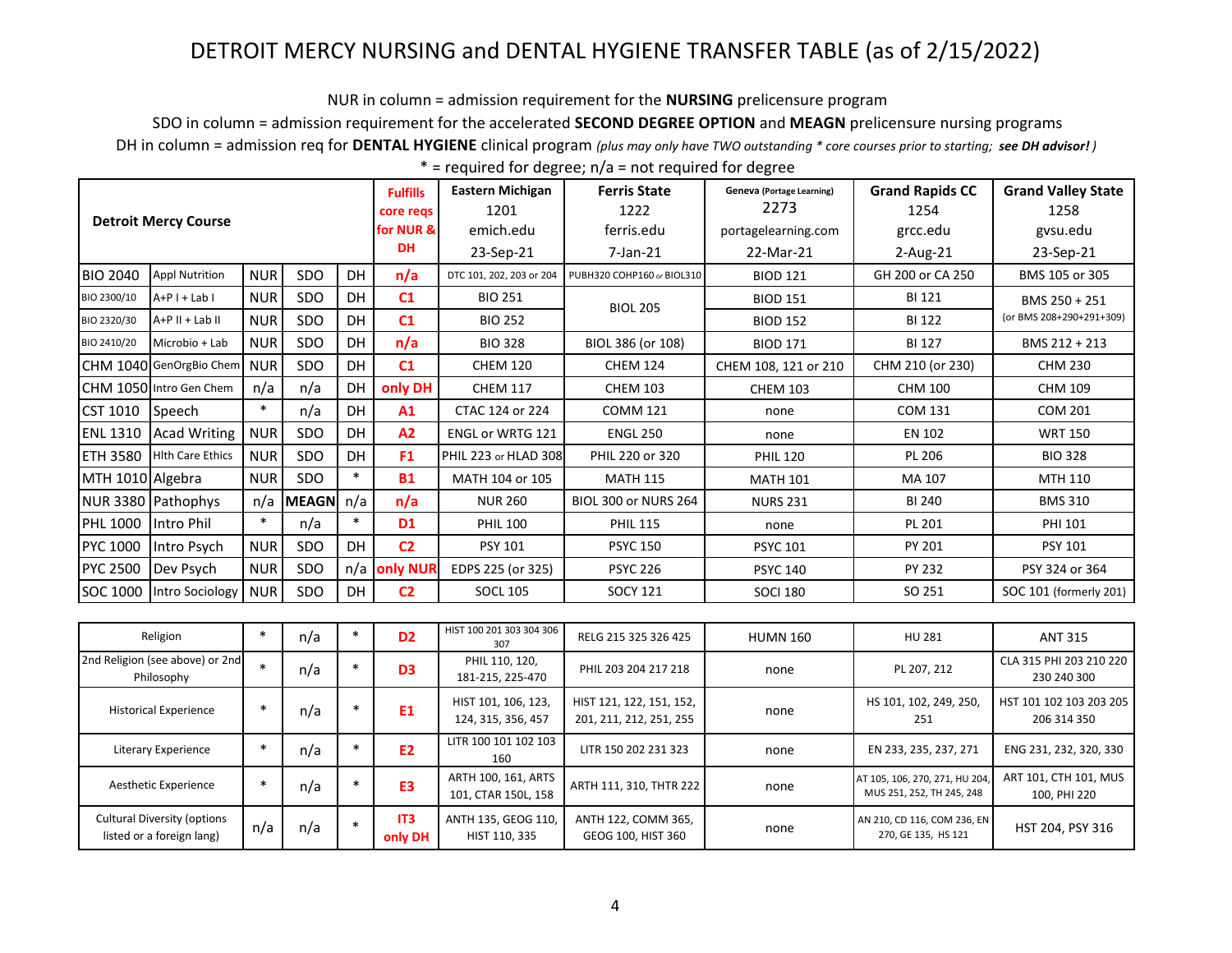# DETROIT MERCY NURSING and DENTAL HYGIENE TRANSFER TABLE (as of 2/15/2022)

NUR in column = admission requirement for the **NURSING** prelicensure program

SDO in column = admission requirement for the accelerated **SECOND DEGREE OPTION** and **MEAGN** prelicensure nursing programs

DH in column = admission req for **DENTAL HYGIENE** clinical program *(plus may only have TWO outstanding * core courses prior to starting; **see DH advisor!**)*

* = required for degree; n/a = not required for degree

| Detroit Mercy Course | | | | | Fulfills core reqs for NUR & DH | Eastern Michigan 1201 emich.edu 23-Sep-21 | Ferris State 1222 ferris.edu 7-Jan-21 | Geneva (Portage Learning) 2273 portagelearning.com 22-Mar-21 | Grand Rapids CC 1254 grcc.edu 2-Aug-21 | Grand Valley State 1258 gvsu.edu 23-Sep-21 |
|---|---|---|---|---|---|---|---|---|---|---|
| BIO 2040 | Appl Nutrition | NUR | SDO | DH | n/a | DTC 101, 202, 203 or 204 | PUBH320 COHP160 or BIOL310 | BIOD 121 | GH 200 or CA 250 | BMS 105 or 305 |
| BIO 2300/10 | A+P I + Lab I | NUR | SDO | DH | C1 | BIO 251 | BIOL 205 | BIOD 151 | BI 121 | BMS 250 + 251 (or BMS 208+290+291+309) |
| BIO 2320/30 | A+P II + Lab II | NUR | SDO | DH | C1 | BIO 252 | | BIOD 152 | BI 122 | |
| BIO 2410/20 | Microbio + Lab | NUR | SDO | DH | n/a | BIO 328 | BIOL 386 (or 108) | BIOD 171 | BI 127 | BMS 212 + 213 |
| CHM 1040 | GenOrgBio Chem | NUR | SDO | DH | C1 | CHEM 120 | CHEM 124 | CHEM 108, 121 or 210 | CHM 210 (or 230) | CHM 230 |
| CHM 1050 | Intro Gen Chem | n/a | n/a | DH | only DH | CHEM 117 | CHEM 103 | CHEM 103 | CHM 100 | CHM 109 |
| CST 1010 | Speech | * | n/a | DH | A1 | CTAC 124 or 224 | COMM 121 | none | COM 131 | COM 201 |
| ENL 1310 | Acad Writing | NUR | SDO | DH | A2 | ENGL or WRTG 121 | ENGL 250 | none | EN 102 | WRT 150 |
| ETH 3580 | Hlth Care Ethics | NUR | SDO | DH | F1 | PHIL 223 or HLAD 308 | PHIL 220 or 320 | PHIL 120 | PL 206 | BIO 328 |
| MTH 1010 | Algebra | NUR | SDO | * | B1 | MATH 104 or 105 | MATH 115 | MATH 101 | MA 107 | MTH 110 |
| NUR 3380 | Pathophys | n/a | MEAGN | n/a | n/a | NUR 260 | BIOL 300 or NURS 264 | NURS 231 | BI 240 | BMS 310 |
| PHL 1000 | Intro Phil | * | n/a | * | D1 | PHIL 100 | PHIL 115 | none | PL 201 | PHI 101 |
| PYC 1000 | Intro Psych | NUR | SDO | DH | C2 | PSY 101 | PSYC 150 | PSYC 101 | PY 201 | PSY 101 |
| PYC 2500 | Dev Psych | NUR | SDO | n/a | only NUR | EDPS 225 (or 325) | PSYC 226 | PSYC 140 | PY 232 | PSY 324 or 364 |
| SOC 1000 | Intro Sociology | NUR | SDO | DH | C2 | SOCL 105 | SOCY 121 | SOCI 180 | SO 251 | SOC 101 (formerly 201) |
| Religion | | * | n/a | * | D2 | HIST 100 201 303 304 306 307 | RELG 215 325 326 425 | HUMN 160 | HU 281 | ANT 315 |
| 2nd Religion (see above) or 2nd Philosophy | | * | n/a | * | D3 | PHIL 110, 120, 181-215, 225-470 | PHIL 203 204 217 218 | none | PL 207, 212 | CLA 315 PHI 203 210 220 230 240 300 |
| Historical Experience | | * | n/a | * | E1 | HIST 101, 106, 123, 124, 315, 356, 457 | HIST 121, 122, 151, 152, 201, 211, 212, 251, 255 | none | HS 101, 102, 249, 250, 251 | HST 101 102 103 203 205 206 314 350 |
| Literary Experience | | * | n/a | * | E2 | LITR 100 101 102 103 160 | LITR 150 202 231 323 | none | EN 233, 235, 237, 271 | ENG 231, 232, 320, 330 |
| Aesthetic Experience | | * | n/a | * | E3 | ARTH 100, 161, ARTS 101, CTAR 150L, 158 | ARTH 111, 310, THTR 222 | none | AT 105, 106, 270, 271, HU 204, MUS 251, 252, TH 245, 248 | ART 101, CTH 101, MUS 100, PHI 220 |
| Cultural Diversity (options listed or a foreign lang) | | n/a | n/a | * | IT3 only DH | ANTH 135, GEOG 110, HIST 110, 335 | ANTH 122, COMM 365, GEOG 100, HIST 360 | none | AN 210, CD 116, COM 236, EN 270, GE 135, HS 121 | HST 204, PSY 316 |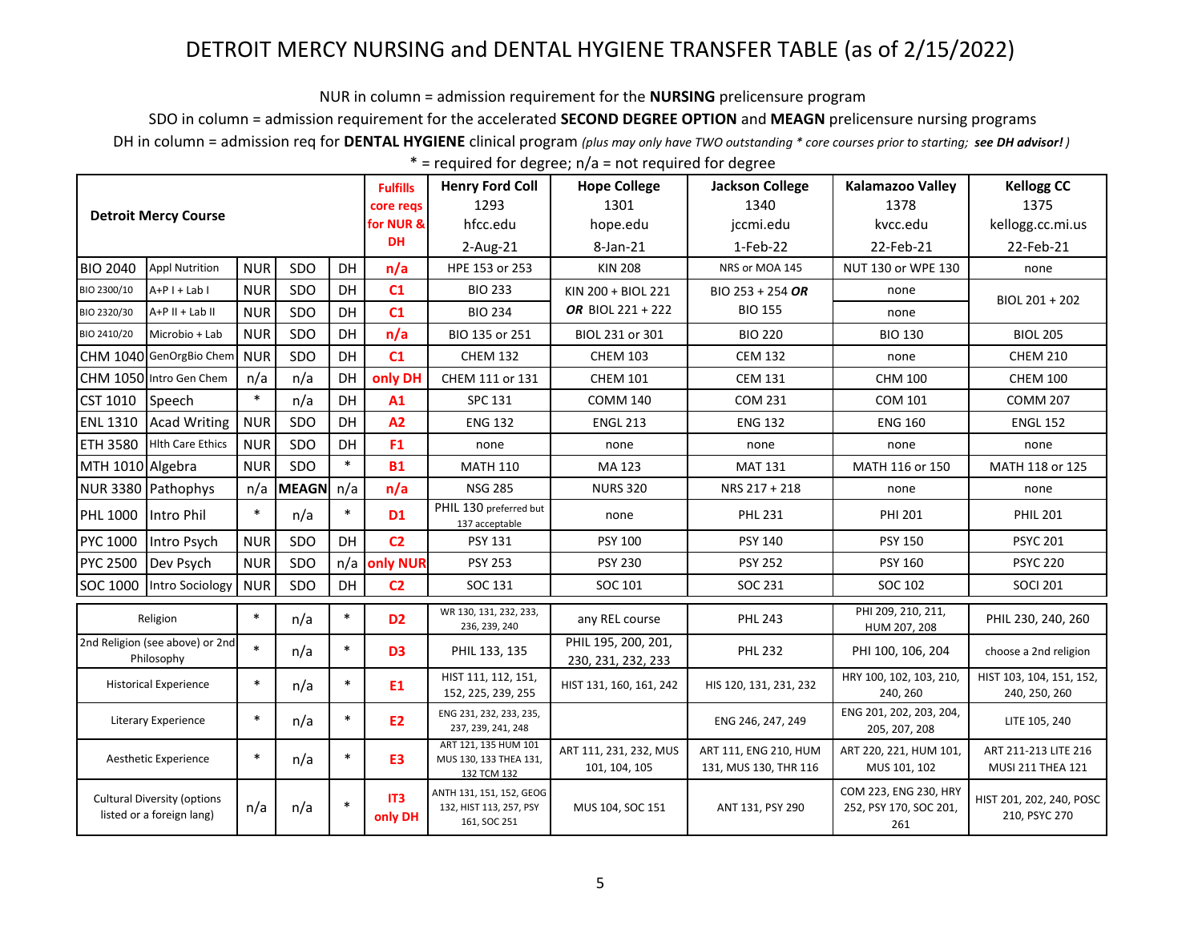# DETROIT MERCY NURSING and DENTAL HYGIENE TRANSFER TABLE (as of 2/15/2022)

NUR in column = admission requirement for the **NURSING** prelicensure program

SDO in column = admission requirement for the accelerated **SECOND DEGREE OPTION** and **MEAGN** prelicensure nursing programs

DH in column = admission req for **DENTAL HYGIENE** clinical program *(plus may only have TWO outstanding * core courses prior to starting; **see DH advisor!**)*

* = required for degree; n/a = not required for degree

| Detroit Mercy Course | | | | | Fulfills core reqs for NUR & DH | Henry Ford Coll 1293 hfcc.edu 2-Aug-21 | Hope College 1301 hope.edu 8-Jan-21 | Jackson College 1340 jccmi.edu 1-Feb-22 | Kalamazoo Valley 1378 kvcc.edu 22-Feb-21 | Kellogg CC 1375 kellogg.cc.mi.us 22-Feb-21 |
|---|---|---|---|---|---|---|---|---|---|---|
| BIO 2040 | Appl Nutrition | NUR | SDO | DH | n/a | HPE 153 or 253 | KIN 208 | NRS or MOA 145 | NUT 130 or WPE 130 | none |
| BIO 2300/10 | A+P I + Lab I | NUR | SDO | DH | C1 | BIO 233 | KIN 200 + BIOL 221 ***OR*** BIOL 221 + 222 | BIO 253 + 254 ***OR*** BIO 155 | none | BIOL 201 + 202 |
| BIO 2320/30 | A+P II + Lab II | NUR | SDO | DH | C1 | BIO 234 | | | none | |
| BIO 2410/20 | Microbio + Lab | NUR | SDO | DH | n/a | BIO 135 or 251 | BIOL 231 or 301 | BIO 220 | BIO 130 | BIOL 205 |
| CHM 1040 | GenOrgBio Chem | NUR | SDO | DH | C1 | CHEM 132 | CHEM 103 | CEM 132 | none | CHEM 210 |
| CHM 1050 | Intro Gen Chem | n/a | n/a | DH | only DH | CHEM 111 or 131 | CHEM 101 | CEM 131 | CHM 100 | CHEM 100 |
| CST 1010 | Speech | * | n/a | DH | A1 | SPC 131 | COMM 140 | COM 231 | COM 101 | COMM 207 |
| ENL 1310 | Acad Writing | NUR | SDO | DH | A2 | ENG 132 | ENGL 213 | ENG 132 | ENG 160 | ENGL 152 |
| ETH 3580 | Hlth Care Ethics | NUR | SDO | DH | F1 | none | none | none | none | none |
| MTH 1010 | Algebra | NUR | SDO | * | B1 | MATH 110 | MA 123 | MAT 131 | MATH 116 or 150 | MATH 118 or 125 |
| NUR 3380 | Pathophys | n/a | MEAGN | n/a | n/a | NSG 285 | NURS 320 | NRS 217 + 218 | none | none |
| PHL 1000 | Intro Phil | * | n/a | * | D1 | PHIL 130 preferred but 137 acceptable | none | PHL 231 | PHI 201 | PHIL 201 |
| PYC 1000 | Intro Psych | NUR | SDO | DH | C2 | PSY 131 | PSY 100 | PSY 140 | PSY 150 | PSYC 201 |
| PYC 2500 | Dev Psych | NUR | SDO | n/a | only NUR | PSY 253 | PSY 230 | PSY 252 | PSY 160 | PSYC 220 |
| SOC 1000 | Intro Sociology | NUR | SDO | DH | C2 | SOC 131 | SOC 101 | SOC 231 | SOC 102 | SOCI 201 |
| Religion | | * | n/a | * | D2 | WR 130, 131, 232, 233, 236, 239, 240 | any REL course | PHL 243 | PHI 209, 210, 211, HUM 207, 208 | PHIL 230, 240, 260 |
| 2nd Religion (see above) or 2nd Philosophy | | * | n/a | * | D3 | PHIL 133, 135 | PHIL 195, 200, 201, 230, 231, 232, 233 | PHL 232 | PHI 100, 106, 204 | choose a 2nd religion |
| Historical Experience | | * | n/a | * | E1 | HIST 111, 112, 151, 152, 225, 239, 255 | HIST 131, 160, 161, 242 | HIS 120, 131, 231, 232 | HRY 100, 102, 103, 210, 240, 260 | HIST 103, 104, 151, 152, 240, 250, 260 |
| Literary Experience | | * | n/a | * | E2 | ENG 231, 232, 233, 235, 237, 239, 241, 248 | | ENG 246, 247, 249 | ENG 201, 202, 203, 204, 205, 207, 208 | LITE 105, 240 |
| Aesthetic Experience | | * | n/a | * | E3 | ART 121, 135 HUM 101 MUS 130, 133 THEA 131, 132 TCM 132 | ART 111, 231, 232, MUS 101, 104, 105 | ART 111, ENG 210, HUM 131, MUS 130, THR 116 | ART 220, 221, HUM 101, MUS 101, 102 | ART 211-213 LITE 216 MUSI 211 THEA 121 |
| Cultural Diversity (options listed or a foreign lang) | | n/a | n/a | * | IT3 only DH | ANTH 131, 151, 152, GEOG 132, HIST 113, 257, PSY 161, SOC 251 | MUS 104, SOC 151 | ANT 131, PSY 290 | COM 223, ENG 230, HRY 252, PSY 170, SOC 201, 261 | HIST 201, 202, 240, POSC 210, PSYC 270 |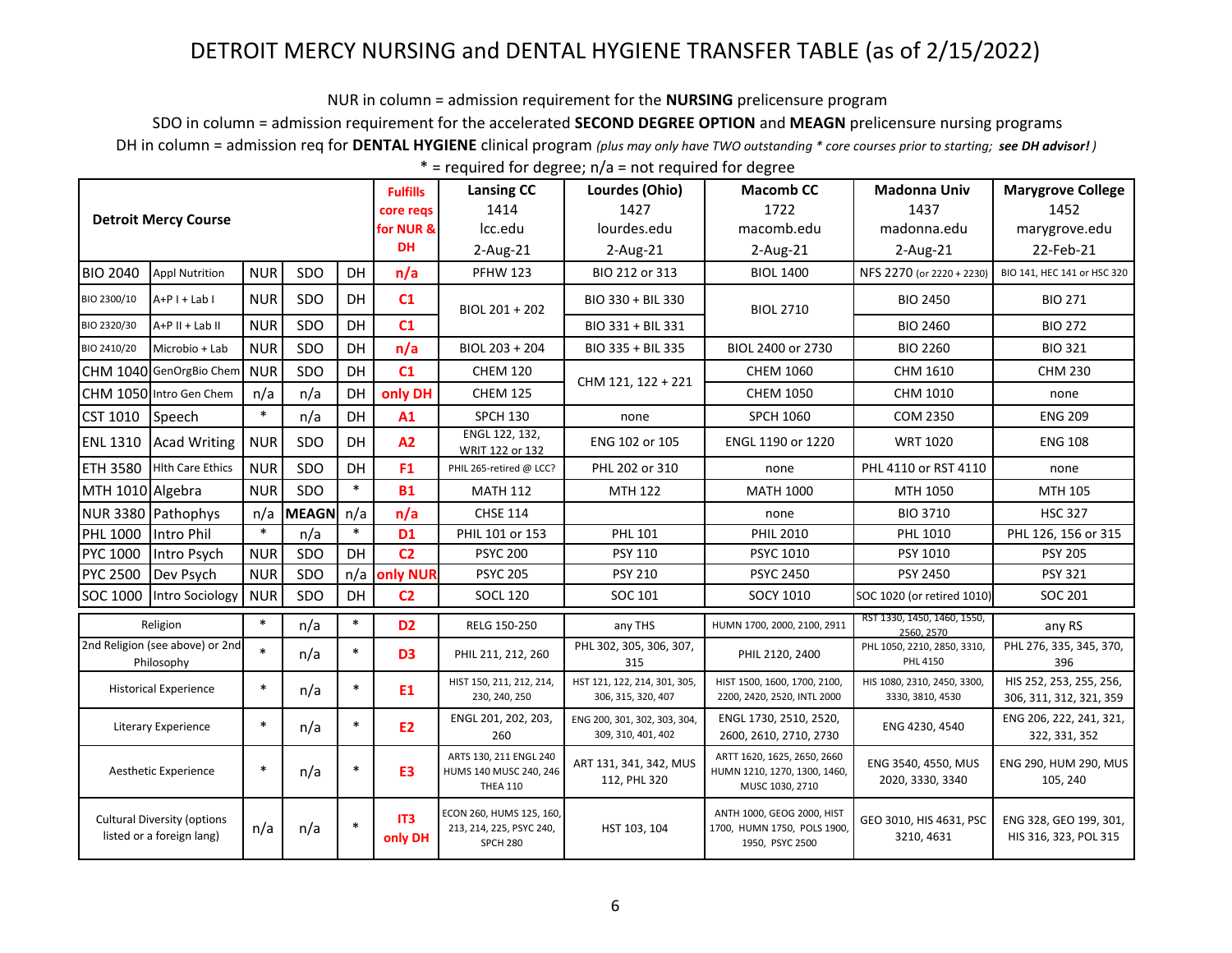# DETROIT MERCY NURSING and DENTAL HYGIENE TRANSFER TABLE (as of 2/15/2022)

NUR in column = admission requirement for the **NURSING** prelicensure program

SDO in column = admission requirement for the accelerated **SECOND DEGREE OPTION** and **MEAGN** prelicensure nursing programs

DH in column = admission req for **DENTAL HYGIENE** clinical program *(plus may only have TWO outstanding * core courses prior to starting; **see DH advisor!**)*

* = required for degree; n/a = not required for degree

| Detroit Mercy Course | | | | | Fulfills core reqs for NUR & DH | Lansing CC 1414 lcc.edu 2-Aug-21 | Lourdes (Ohio) 1427 lourdes.edu 2-Aug-21 | Macomb CC 1722 macomb.edu 2-Aug-21 | Madonna Univ 1437 madonna.edu 2-Aug-21 | Marygrove College 1452 marygrove.edu 22-Feb-21 |
|---|---|---|---|---|---|---|---|---|---|---|
| BIO 2040 | Appl Nutrition | NUR | SDO | DH | n/a | PFHW 123 | BIO 212 or 313 | BIOL 1400 | NFS 2270 (or 2220 + 2230) | BIO 141, HEC 141 or HSC 320 |
| BIO 2300/10 | A+P I + Lab I | NUR | SDO | DH | C1 | BIOL 201 + 202 | BIO 330 + BIL 330 | BIOL 2710 | BIO 2450 | BIO 271 |
| BIO 2320/30 | A+P II + Lab II | NUR | SDO | DH | C1 | | BIO 331 + BIL 331 | | BIO 2460 | BIO 272 |
| BIO 2410/20 | Microbio + Lab | NUR | SDO | DH | n/a | BIOL 203 + 204 | BIO 335 + BIL 335 | BIOL 2400 or 2730 | BIO 2260 | BIO 321 |
| CHM 1040 | GenOrgBio Chem | NUR | SDO | DH | C1 | CHEM 120 | CHM 121, 122 + 221 | CHEM 1060 | CHM 1610 | CHM 230 |
| CHM 1050 | Intro Gen Chem | n/a | n/a | DH | only DH | CHEM 125 | | CHEM 1050 | CHM 1010 | none |
| CST 1010 | Speech | * | n/a | DH | A1 | SPCH 130 | none | SPCH 1060 | COM 2350 | ENG 209 |
| ENL 1310 | Acad Writing | NUR | SDO | DH | A2 | ENGL 122, 132, WRIT 122 or 132 | ENG 102 or 105 | ENGL 1190 or 1220 | WRT 1020 | ENG 108 |
| ETH 3580 | Hlth Care Ethics | NUR | SDO | DH | F1 | PHIL 265-retired @ LCC? | PHL 202 or 310 | none | PHL 4110 or RST 4110 | none |
| MTH 1010 | Algebra | NUR | SDO | * | B1 | MATH 112 | MTH 122 | MATH 1000 | MTH 1050 | MTH 105 |
| NUR 3380 | Pathophys | n/a | MEAGN | n/a | n/a | CHSE 114 | | none | BIO 3710 | HSC 327 |
| PHL 1000 | Intro Phil | * | n/a | * | D1 | PHIL 101 or 153 | PHL 101 | PHIL 2010 | PHL 1010 | PHL 126, 156 or 315 |
| PYC 1000 | Intro Psych | NUR | SDO | DH | C2 | PSYC 200 | PSY 110 | PSYC 1010 | PSY 1010 | PSY 205 |
| PYC 2500 | Dev Psych | NUR | SDO | n/a | only NUR | PSYC 205 | PSY 210 | PSYC 2450 | PSY 2450 | PSY 321 |
| SOC 1000 | Intro Sociology | NUR | SDO | DH | C2 | SOCL 120 | SOC 101 | SOCY 1010 | SOC 1020 (or retired 1010) | SOC 201 |
| Religion | | * | n/a | * | D2 | RELG 150-250 | any THS | HUMN 1700, 2000, 2100, 2911 | RST 1330, 1450, 1460, 1550, 2560, 2570 | any RS |
| 2nd Religion (see above) or 2nd Philosophy | | * | n/a | * | D3 | PHIL 211, 212, 260 | PHL 302, 305, 306, 307, 315 | PHIL 2120, 2400 | PHL 1050, 2210, 2850, 3310, PHL 4150 | PHL 276, 335, 345, 370, 396 |
| Historical Experience | | * | n/a | * | E1 | HIST 150, 211, 212, 214, 230, 240, 250 | HST 121, 122, 214, 301, 305, 306, 315, 320, 407 | HIST 1500, 1600, 1700, 2100, 2200, 2420, 2520, INTL 2000 | HIS 1080, 2310, 2450, 3300, 3330, 3810, 4530 | HIS 252, 253, 255, 256, 306, 311, 312, 321, 359 |
| Literary Experience | | * | n/a | * | E2 | ENGL 201, 202, 203, 260 | ENG 200, 301, 302, 303, 304, 309, 310, 401, 402 | ENGL 1730, 2510, 2520, 2600, 2610, 2710, 2730 | ENG 4230, 4540 | ENG 206, 222, 241, 321, 322, 331, 352 |
| Aesthetic Experience | | * | n/a | * | E3 | ARTS 130, 211 ENGL 240 HUMS 140 MUSC 240, 246 THEA 110 | ART 131, 341, 342, MUS 112, PHL 320 | ARTT 1620, 1625, 2650, 2660 HUMN 1210, 1270, 1300, 1460, MUSC 1030, 2710 | ENG 3540, 4550, MUS 2020, 3330, 3340 | ENG 290, HUM 290, MUS 105, 240 |
| Cultural Diversity (options listed or a foreign lang) | | n/a | n/a | * | IT3 only DH | ECON 260, HUMS 125, 160, 213, 214, 225, PSYC 240, SPCH 280 | HST 103, 104 | ANTH 1000, GEOG 2000, HIST 1700, HUMN 1750, POLS 1900, 1950, PSYC 2500 | GEO 3010, HIS 4631, PSC 3210, 4631 | ENG 328, GEO 199, 301, HIS 316, 323, POL 315 |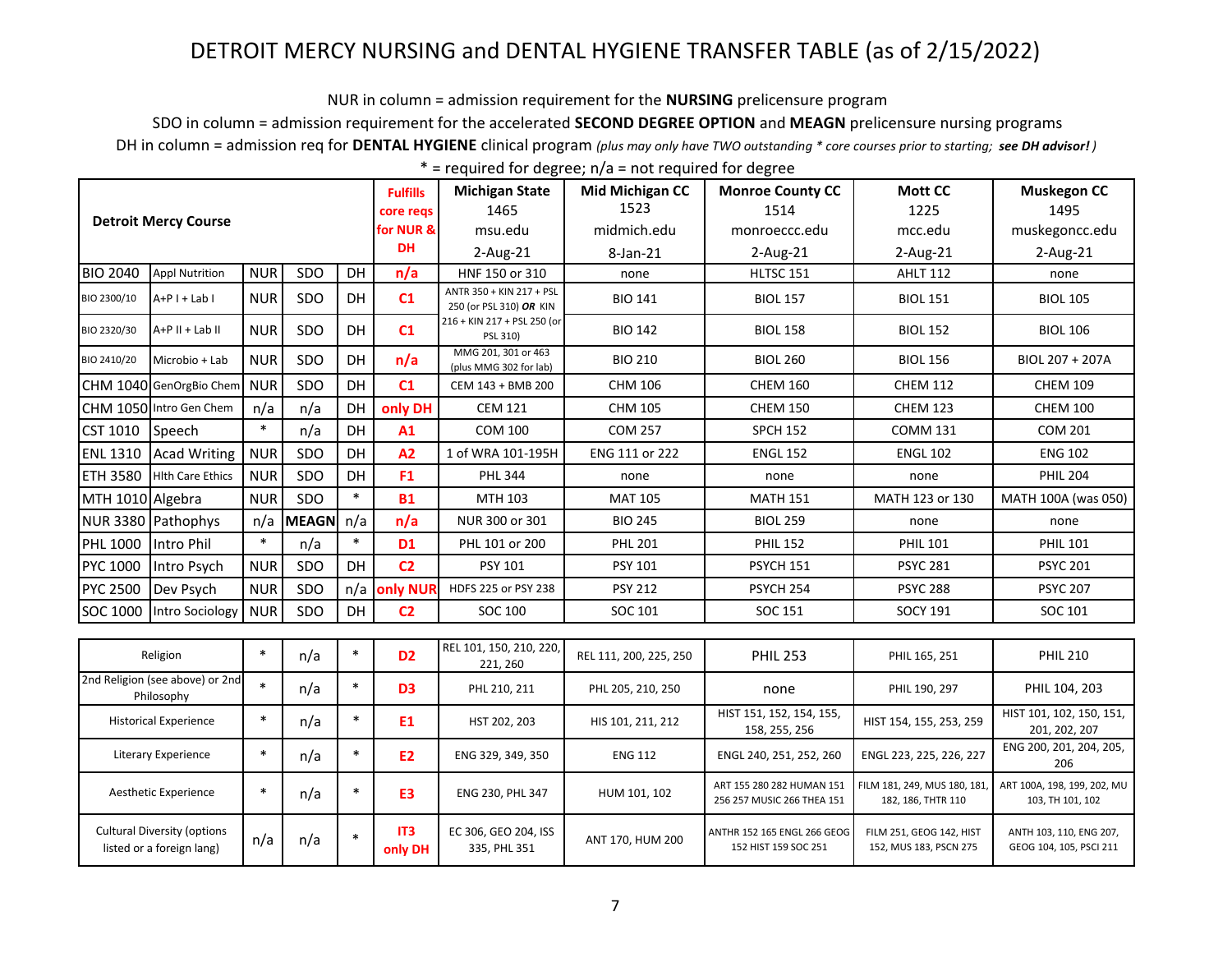# DETROIT MERCY NURSING and DENTAL HYGIENE TRANSFER TABLE (as of 2/15/2022)

NUR in column = admission requirement for the **NURSING** prelicensure program

SDO in column = admission requirement for the accelerated **SECOND DEGREE OPTION** and **MEAGN** prelicensure nursing programs

DH in column = admission req for **DENTAL HYGIENE** clinical program *(plus may only have TWO outstanding * core courses prior to starting; **see DH advisor!**)*

* = required for degree; n/a = not required for degree

| Detroit Mercy Course | | | | | Fulfills core reqs for NUR & DH | Michigan State 1465 msu.edu 2-Aug-21 | Mid Michigan CC 1523 midmich.edu 8-Jan-21 | Monroe County CC 1514 monroeccc.edu 2-Aug-21 | Mott CC 1225 mcc.edu 2-Aug-21 | Muskegon CC 1495 muskegoncc.edu 2-Aug-21 |
|---|---|---|---|---|---|---|---|---|---|---|
| BIO 2040 | Appl Nutrition | NUR | SDO | DH | n/a | HNF 150 or 310 | none | HLTSC 151 | AHLT 112 | none |
| BIO 2300/10 | A+P I + Lab I | NUR | SDO | DH | C1 | ANTR 350 + KIN 217 + PSL 250 (or PSL 310) ***OR*** KIN 216 + KIN 217 + PSL 250 (or PSL 310) | BIO 141 | BIOL 157 | BIOL 151 | BIOL 105 |
| BIO 2320/30 | A+P II + Lab II | NUR | SDO | DH | C1 | | BIO 142 | BIOL 158 | BIOL 152 | BIOL 106 |
| BIO 2410/20 | Microbio + Lab | NUR | SDO | DH | n/a | MMG 201, 301 or 463 (plus MMG 302 for lab) | BIO 210 | BIOL 260 | BIOL 156 | BIOL 207 + 207A |
| CHM 1040 | GenOrgBio Chem | NUR | SDO | DH | C1 | CEM 143 + BMB 200 | CHM 106 | CHEM 160 | CHEM 112 | CHEM 109 |
| CHM 1050 | Intro Gen Chem | n/a | n/a | DH | only DH | CEM 121 | CHM 105 | CHEM 150 | CHEM 123 | CHEM 100 |
| CST 1010 | Speech | * | n/a | DH | A1 | COM 100 | COM 257 | SPCH 152 | COMM 131 | COM 201 |
| ENL 1310 | Acad Writing | NUR | SDO | DH | A2 | 1 of WRA 101-195H | ENG 111 or 222 | ENGL 152 | ENGL 102 | ENG 102 |
| ETH 3580 | Hlth Care Ethics | NUR | SDO | DH | F1 | PHL 344 | none | none | none | PHIL 204 |
| MTH 1010 | Algebra | NUR | SDO | * | B1 | MTH 103 | MAT 105 | MATH 151 | MATH 123 or 130 | MATH 100A (was 050) |
| NUR 3380 | Pathophys | n/a | MEAGN | n/a | n/a | NUR 300 or 301 | BIO 245 | BIOL 259 | none | none |
| PHL 1000 | Intro Phil | * | n/a | * | D1 | PHL 101 or 200 | PHL 201 | PHIL 152 | PHIL 101 | PHIL 101 |
| PYC 1000 | Intro Psych | NUR | SDO | DH | C2 | PSY 101 | PSY 101 | PSYCH 151 | PSYC 281 | PSYC 201 |
| PYC 2500 | Dev Psych | NUR | SDO | n/a | only NUR | HDFS 225 or PSY 238 | PSY 212 | PSYCH 254 | PSYC 288 | PSYC 207 |
| SOC 1000 | Intro Sociology | NUR | SDO | DH | C2 | SOC 100 | SOC 101 | SOC 151 | SOCY 191 | SOC 101 |

| Detroit Mercy Course | | | | Fulfills core reqs for NUR & DH | Michigan State | Mid Michigan CC | Monroe County CC | Mott CC | Muskegon CC |
|---|---|---|---|---|---|---|---|---|---|
| Religion | * | n/a | * | D2 | REL 101, 150, 210, 220, 221, 260 | REL 111, 200, 225, 250 | PHIL 253 | PHIL 165, 251 | PHIL 210 |
| 2nd Religion (see above) or 2nd Philosophy | * | n/a | * | D3 | PHL 210, 211 | PHL 205, 210, 250 | none | PHIL 190, 297 | PHIL 104, 203 |
| Historical Experience | * | n/a | * | E1 | HST 202, 203 | HIS 101, 211, 212 | HIST 151, 152, 154, 155, 158, 255, 256 | HIST 154, 155, 253, 259 | HIST 101, 102, 150, 151, 201, 202, 207 |
| Literary Experience | * | n/a | * | E2 | ENG 329, 349, 350 | ENG 112 | ENGL 240, 251, 252, 260 | ENGL 223, 225, 226, 227 | ENG 200, 201, 204, 205, 206 |
| Aesthetic Experience | * | n/a | * | E3 | ENG 230, PHL 347 | HUM 101, 102 | ART 155 280 282 HUMAN 151 256 257 MUSIC 266 THEA 151 | FILM 181, 249, MUS 180, 181, 182, 186, THTR 110 | ART 100A, 198, 199, 202, MU 103, TH 101, 102 |
| Cultural Diversity (options listed or a foreign lang) | n/a | n/a | * | IT3 only DH | EC 306, GEO 204, ISS 335, PHL 351 | ANT 170, HUM 200 | ANTHR 152 165 ENGL 266 GEOG 152 HIST 159 SOC 251 | FILM 251, GEOG 142, HIST 152, MUS 183, PSCN 275 | ANTH 103, 110, ENG 207, GEOG 104, 105, PSCI 211 |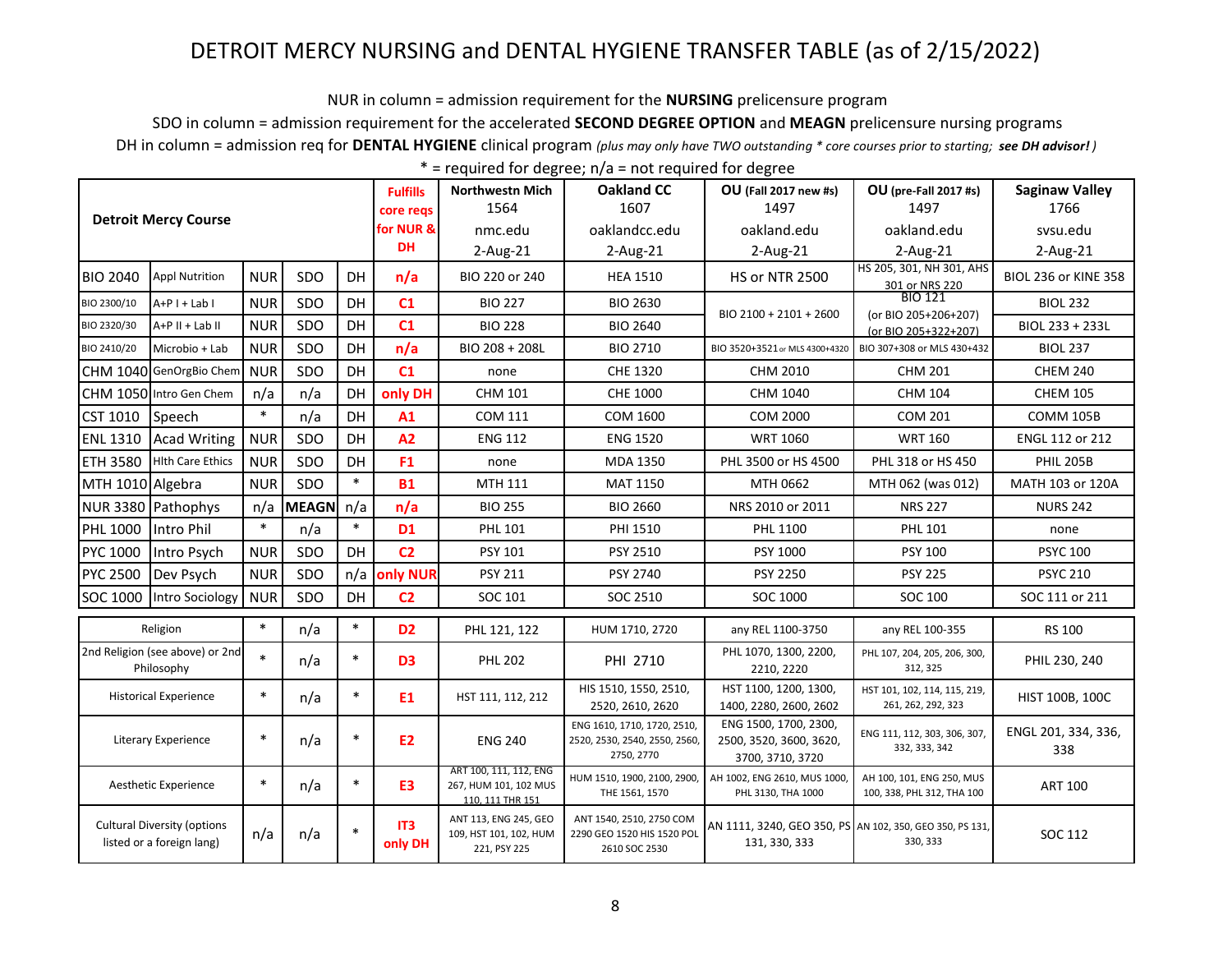# DETROIT MERCY NURSING and DENTAL HYGIENE TRANSFER TABLE (as of 2/15/2022)

NUR in column = admission requirement for the **NURSING** prelicensure program

SDO in column = admission requirement for the accelerated **SECOND DEGREE OPTION** and **MEAGN** prelicensure nursing programs

DH in column = admission req for **DENTAL HYGIENE** clinical program *(plus may only have TWO outstanding * core courses prior to starting; **see DH advisor!**)*

* = required for degree; n/a = not required for degree

| Detroit Mercy Course | | | | | Fulfills core reqs for NUR & DH | Northwestn Mich 1564 nmc.edu 2-Aug-21 | Oakland CC 1607 oaklandcc.edu 2-Aug-21 | OU (Fall 2017 new #s) 1497 oakland.edu 2-Aug-21 | OU (pre-Fall 2017 #s) 1497 oakland.edu 2-Aug-21 | Saginaw Valley 1766 svsu.edu 2-Aug-21 |
|---|---|---|---|---|---|---|---|---|---|---|
| BIO 2040 | Appl Nutrition | NUR | SDO | DH | n/a | BIO 220 or 240 | HEA 1510 | HS or NTR 2500 | HS 205, 301, NH 301, AHS 301 or NRS 220 | BIOL 236 or KINE 358 |
| BIO 2300/10 | A+P I + Lab I | NUR | SDO | DH | C1 | BIO 227 | BIO 2630 | BIO 2100 + 2101 + 2600 | BIO 121 (or BIO 205+206+207) (or BIO 205+322+207) | BIOL 232 |
| BIO 2320/30 | A+P II + Lab II | NUR | SDO | DH | C1 | BIO 228 | BIO 2640 | | | BIOL 233 + 233L |
| BIO 2410/20 | Microbio + Lab | NUR | SDO | DH | n/a | BIO 208 + 208L | BIO 2710 | BIO 3520+3521 or MLS 4300+4320 | BIO 307+308 or MLS 430+432 | BIOL 237 |
| CHM 1040 | GenOrgBio Chem | NUR | SDO | DH | C1 | none | CHE 1320 | CHM 2010 | CHM 201 | CHEM 240 |
| CHM 1050 | Intro Gen Chem | n/a | n/a | DH | only DH | CHM 101 | CHE 1000 | CHM 1040 | CHM 104 | CHEM 105 |
| CST 1010 | Speech | * | n/a | DH | A1 | COM 111 | COM 1600 | COM 2000 | COM 201 | COMM 105B |
| ENL 1310 | Acad Writing | NUR | SDO | DH | A2 | ENG 112 | ENG 1520 | WRT 1060 | WRT 160 | ENGL 112 or 212 |
| ETH 3580 | Hlth Care Ethics | NUR | SDO | DH | F1 | none | MDA 1350 | PHL 3500 or HS 4500 | PHL 318 or HS 450 | PHIL 205B |
| MTH 1010 | Algebra | NUR | SDO | * | B1 | MTH 111 | MAT 1150 | MTH 0662 | MTH 062 (was 012) | MATH 103 or 120A |
| NUR 3380 | Pathophys | n/a | MEAGN | n/a | n/a | BIO 255 | BIO 2660 | NRS 2010 or 2011 | NRS 227 | NURS 242 |
| PHL 1000 | Intro Phil | * | n/a | * | D1 | PHL 101 | PHI 1510 | PHL 1100 | PHL 101 | none |
| PYC 1000 | Intro Psych | NUR | SDO | DH | C2 | PSY 101 | PSY 2510 | PSY 1000 | PSY 100 | PSYC 100 |
| PYC 2500 | Dev Psych | NUR | SDO | n/a | only NUR | PSY 211 | PSY 2740 | PSY 2250 | PSY 225 | PSYC 210 |
| SOC 1000 | Intro Sociology | NUR | SDO | DH | C2 | SOC 101 | SOC 2510 | SOC 1000 | SOC 100 | SOC 111 or 211 |
| Religion | | * | n/a | * | D2 | PHL 121, 122 | HUM 1710, 2720 | any REL 1100-3750 | any REL 100-355 | RS 100 |
| 2nd Religion (see above) or 2nd Philosophy | | * | n/a | * | D3 | PHL 202 | PHI 2710 | PHL 1070, 1300, 2200, 2210, 2220 | PHL 107, 204, 205, 206, 300, 312, 325 | PHIL 230, 240 |
| Historical Experience | | * | n/a | * | E1 | HST 111, 112, 212 | HIS 1510, 1550, 2510, 2520, 2610, 2620 | HST 1100, 1200, 1300, 1400, 2280, 2600, 2602 | HST 101, 102, 114, 115, 219, 261, 262, 292, 323 | HIST 100B, 100C |
| Literary Experience | | * | n/a | * | E2 | ENG 240 | ENG 1610, 1710, 1720, 2510, 2520, 2530, 2540, 2550, 2560, 2750, 2770 | ENG 1500, 1700, 2300, 2500, 3520, 3600, 3620, 3700, 3710, 3720 | ENG 111, 112, 303, 306, 307, 332, 333, 342 | ENGL 201, 334, 336, 338 |
| Aesthetic Experience | | * | n/a | * | E3 | ART 100, 111, 112, ENG 267, HUM 101, 102 MUS 110, 111 THR 151 | HUM 1510, 1900, 2100, 2900, THE 1561, 1570 | AH 1002, ENG 2610, MUS 1000, PHL 3130, THA 1000 | AH 100, 101, ENG 250, MUS 100, 338, PHL 312, THA 100 | ART 100 |
| Cultural Diversity (options listed or a foreign lang) | | n/a | n/a | * | IT3 only DH | ANT 113, ENG 245, GEO 109, HST 101, 102, HUM 221, PSY 225 | ANT 1540, 2510, 2750 COM 2290 GEO 1520 HIS 1520 POL 2610 SOC 2530 | AN 1111, 3240, GEO 350, PS 131, 330, 333 | AN 102, 350, GEO 350, PS 131, 330, 333 | SOC 112 |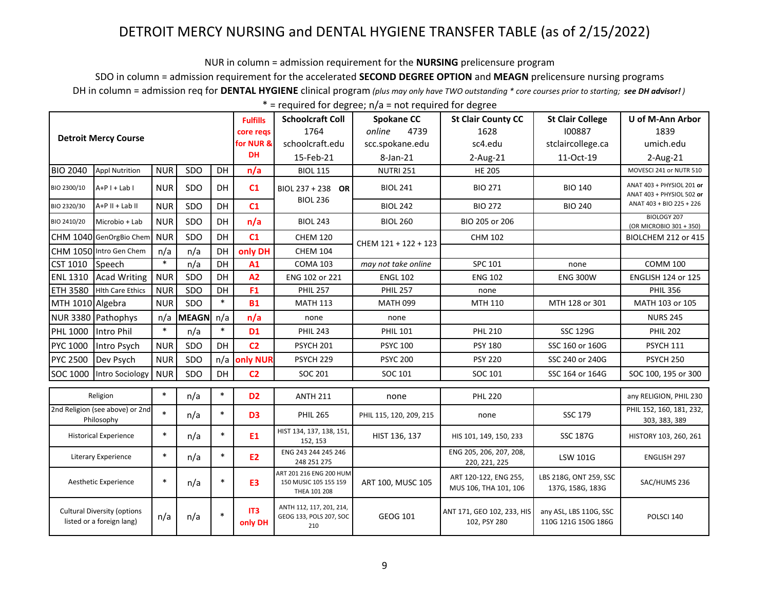# DETROIT MERCY NURSING and DENTAL HYGIENE TRANSFER TABLE (as of 2/15/2022)

NUR in column = admission requirement for the **NURSING** prelicensure program

SDO in column = admission requirement for the accelerated **SECOND DEGREE OPTION** and **MEAGN** prelicensure nursing programs

DH in column = admission req for **DENTAL HYGIENE** clinical program *(plus may only have TWO outstanding * core courses prior to starting; **see DH advisor!**)*

* = required for degree; n/a = not required for degree

| Detroit Mercy Course | | | | | Fulfills core reqs for NUR & DH | Schoolcraft Coll 1764 schoolcraft.edu 15-Feb-21 | Spokane CC *online* 4739 scc.spokane.edu 8-Jan-21 | St Clair County CC 1628 sc4.edu 2-Aug-21 | St Clair College I00887 stclaircollege.ca 11-Oct-19 | U of M-Ann Arbor 1839 umich.edu 2-Aug-21 |
|---|---|---|---|---|---|---|---|---|---|---|
| BIO 2040 | Appl Nutrition | NUR | SDO | DH | n/a | BIOL 115 | NUTRI 251 | HE 205 | | MOVESCI 241 or NUTR 510 |
| BIO 2300/10 | A+P I + Lab I | NUR | SDO | DH | C1 | BIOL 237 + 238 **OR** BIOL 236 | BIOL 241 | BIO 271 | BIO 140 | ANAT 403 + PHYSIOL 201 **or** ANAT 403 + PHYSIOL 502 **or** ANAT 403 + BIO 225 + 226 |
| BIO 2320/30 | A+P II + Lab II | NUR | SDO | DH | C1 | | BIOL 242 | BIO 272 | BIO 240 | |
| BIO 2410/20 | Microbio + Lab | NUR | SDO | DH | n/a | BIOL 243 | BIOL 260 | BIO 205 or 206 | | BIOLOGY 207 (OR MICROBIO 301 + 350) |
| CHM 1040 | GenOrgBio Chem | NUR | SDO | DH | C1 | CHEM 120 | CHEM 121 + 122 + 123 | CHM 102 | | BIOLCHEM 212 or 415 |
| CHM 1050 | Intro Gen Chem | n/a | n/a | DH | only DH | CHEM 104 | | | | |
| CST 1010 | Speech | * | n/a | DH | A1 | COMA 103 | *may not take online* | SPC 101 | none | COMM 100 |
| ENL 1310 | Acad Writing | NUR | SDO | DH | A2 | ENG 102 or 221 | ENGL 102 | ENG 102 | ENG 300W | ENGLISH 124 or 125 |
| ETH 3580 | Hlth Care Ethics | NUR | SDO | DH | F1 | PHIL 257 | PHIL 257 | none | | PHIL 356 |
| MTH 1010 | Algebra | NUR | SDO | * | B1 | MATH 113 | MATH 099 | MTH 110 | MTH 128 or 301 | MATH 103 or 105 |
| NUR 3380 | Pathophys | n/a | MEAGN | n/a | n/a | none | none | | | NURS 245 |
| PHL 1000 | Intro Phil | * | n/a | * | D1 | PHIL 243 | PHIL 101 | PHL 210 | SSC 129G | PHIL 202 |
| PYC 1000 | Intro Psych | NUR | SDO | DH | C2 | PSYCH 201 | PSYC 100 | PSY 180 | SSC 160 or 160G | PSYCH 111 |
| PYC 2500 | Dev Psych | NUR | SDO | n/a | only NUR | PSYCH 229 | PSYC 200 | PSY 220 | SSC 240 or 240G | PSYCH 250 |
| SOC 1000 | Intro Sociology | NUR | SDO | DH | C2 | SOC 201 | SOC 101 | SOC 101 | SSC 164 or 164G | SOC 100, 195 or 300 |
| Religion | | * | n/a | * | D2 | ANTH 211 | none | PHL 220 | | any RELIGION, PHIL 230 |
| 2nd Religion (see above) or 2nd Philosophy | | * | n/a | * | D3 | PHIL 265 | PHIL 115, 120, 209, 215 | none | SSC 179 | PHIL 152, 160, 181, 232, 303, 383, 389 |
| Historical Experience | | * | n/a | * | E1 | HIST 134, 137, 138, 151, 152, 153 | HIST 136, 137 | HIS 101, 149, 150, 233 | SSC 187G | HISTORY 103, 260, 261 |
| Literary Experience | | * | n/a | * | E2 | ENG 243 244 245 246 248 251 275 | | ENG 205, 206, 207, 208, 220, 221, 225 | LSW 101G | ENGLISH 297 |
| Aesthetic Experience | | * | n/a | * | E3 | ART 201 216 ENG 200 HUM 150 MUSIC 105 155 159 THEA 101 208 | ART 100, MUSC 105 | ART 120-122, ENG 255, MUS 106, THA 101, 106 | LBS 218G, ONT 259, SSC 137G, 158G, 183G | SAC/HUMS 236 |
| Cultural Diversity (options listed or a foreign lang) | | n/a | n/a | * | IT3 only DH | ANTH 112, 117, 201, 214, GEOG 133, POLS 207, SOC 210 | GEOG 101 | ANT 171, GEO 102, 233, HIS 102, PSY 280 | any ASL, LBS 110G, SSC 110G 121G 150G 186G | POLSCI 140 |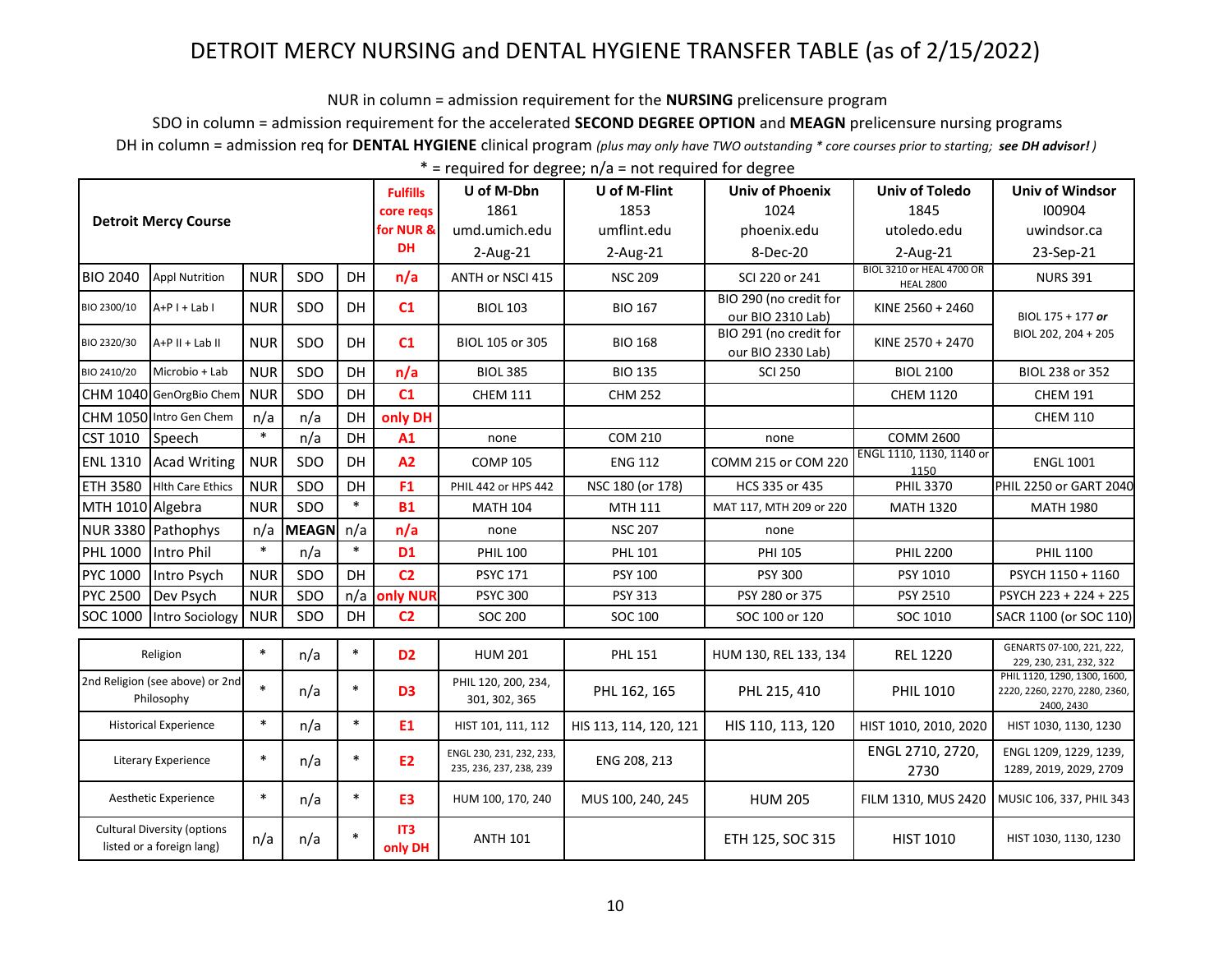# DETROIT MERCY NURSING and DENTAL HYGIENE TRANSFER TABLE (as of 2/15/2022)

NUR in column = admission requirement for the **NURSING** prelicensure program

SDO in column = admission requirement for the accelerated **SECOND DEGREE OPTION** and **MEAGN** prelicensure nursing programs

DH in column = admission req for **DENTAL HYGIENE** clinical program *(plus may only have TWO outstanding * core courses prior to starting;* ***see DH advisor!****)*

* = required for degree; n/a = not required for degree

| Detroit Mercy Course | | | | | Fulfills core reqs for NUR & DH | U of M-Dbn 1861 umd.umich.edu 2-Aug-21 | U of M-Flint 1853 umflint.edu 2-Aug-21 | Univ of Phoenix 1024 phoenix.edu 8-Dec-20 | Univ of Toledo 1845 utoledo.edu 2-Aug-21 | Univ of Windsor I00904 uwindsor.ca 23-Sep-21 |
|---|---|---|---|---|---|---|---|---|---|---|
| BIO 2040 | Appl Nutrition | NUR | SDO | DH | n/a | ANTH or NSCI 415 | NSC 209 | SCI 220 or 241 | BIOL 3210 or HEAL 4700 OR HEAL 2800 | NURS 391 |
| BIO 2300/10 | A+P I + Lab I | NUR | SDO | DH | C1 | BIOL 103 | BIO 167 | BIO 290 (no credit for our BIO 2310 Lab) | KINE 2560 + 2460 | BIOL 175 + 177 ***or*** BIOL 202, 204 + 205 |
| BIO 2320/30 | A+P II + Lab II | NUR | SDO | DH | C1 | BIOL 105 or 305 | BIO 168 | BIO 291 (no credit for our BIO 2330 Lab) | KINE 2570 + 2470 | |
| BIO 2410/20 | Microbio + Lab | NUR | SDO | DH | n/a | BIOL 385 | BIO 135 | SCI 250 | BIOL 2100 | BIOL 238 or 352 |
| CHM 1040 | GenOrgBio Chem | NUR | SDO | DH | C1 | CHEM 111 | CHM 252 | | CHEM 1120 | CHEM 191 |
| CHM 1050 | Intro Gen Chem | n/a | n/a | DH | only DH | | | | | CHEM 110 |
| CST 1010 | Speech | * | n/a | DH | A1 | none | COM 210 | none | COMM 2600 | |
| ENL 1310 | Acad Writing | NUR | SDO | DH | A2 | COMP 105 | ENG 112 | COMM 215 or COM 220 | ENGL 1110, 1130, 1140 or 1150 | ENGL 1001 |
| ETH 3580 | Hlth Care Ethics | NUR | SDO | DH | F1 | PHIL 442 or HPS 442 | NSC 180 (or 178) | HCS 335 or 435 | PHIL 3370 | PHIL 2250 or GART 2040 |
| MTH 1010 | Algebra | NUR | SDO | * | B1 | MATH 104 | MTH 111 | MAT 117, MTH 209 or 220 | MATH 1320 | MATH 1980 |
| NUR 3380 | Pathophys | n/a | **MEAGN** | n/a | n/a | none | NSC 207 | none | | |
| PHL 1000 | Intro Phil | * | n/a | * | D1 | PHIL 100 | PHL 101 | PHI 105 | PHIL 2200 | PHIL 1100 |
| PYC 1000 | Intro Psych | NUR | SDO | DH | C2 | PSYC 171 | PSY 100 | PSY 300 | PSY 1010 | PSYCH 1150 + 1160 |
| PYC 2500 | Dev Psych | NUR | SDO | n/a | only NUR | PSYC 300 | PSY 313 | PSY 280 or 375 | PSY 2510 | PSYCH 223 + 224 + 225 |
| SOC 1000 | Intro Sociology | NUR | SDO | DH | C2 | SOC 200 | SOC 100 | SOC 100 or 120 | SOC 1010 | SACR 1100 (or SOC 110) |
| Religion | | * | n/a | * | D2 | HUM 201 | PHL 151 | HUM 130, REL 133, 134 | REL 1220 | GENARTS 07-100, 221, 222, 229, 230, 231, 232, 322 |
| 2nd Religion (see above) or 2nd Philosophy | | * | n/a | * | D3 | PHIL 120, 200, 234, 301, 302, 365 | PHL 162, 165 | PHL 215, 410 | PHIL 1010 | PHIL 1120, 1290, 1300, 1600, 2220, 2260, 2270, 2280, 2360, 2400, 2430 |
| Historical Experience | | * | n/a | * | E1 | HIST 101, 111, 112 | HIS 113, 114, 120, 121 | HIS 110, 113, 120 | HIST 1010, 2010, 2020 | HIST 1030, 1130, 1230 |
| Literary Experience | | * | n/a | * | E2 | ENGL 230, 231, 232, 233, 235, 236, 237, 238, 239 | ENG 208, 213 | | ENGL 2710, 2720, 2730 | ENGL 1209, 1229, 1239, 1289, 2019, 2029, 2709 |
| Aesthetic Experience | | * | n/a | * | E3 | HUM 100, 170, 240 | MUS 100, 240, 245 | HUM 205 | FILM 1310, MUS 2420 | MUSIC 106, 337, PHIL 343 |
| Cultural Diversity (options listed or a foreign lang) | | n/a | n/a | * | IT3 only DH | ANTH 101 | | ETH 125, SOC 315 | HIST 1010 | HIST 1030, 1130, 1230 |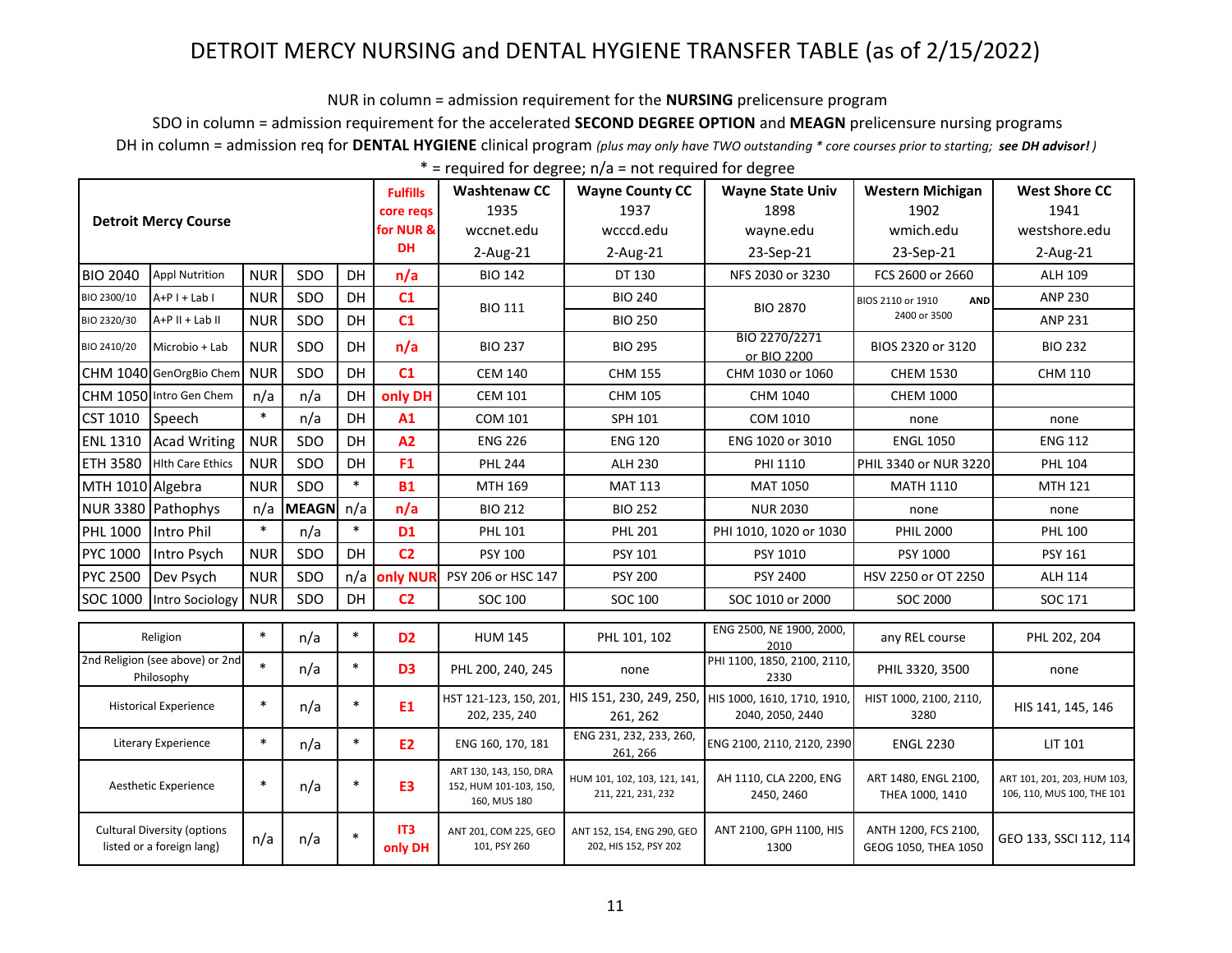# DETROIT MERCY NURSING and DENTAL HYGIENE TRANSFER TABLE (as of 2/15/2022)

NUR in column = admission requirement for the **NURSING** prelicensure program

SDO in column = admission requirement for the accelerated **SECOND DEGREE OPTION** and **MEAGN** prelicensure nursing programs

DH in column = admission req for **DENTAL HYGIENE** clinical program *(plus may only have TWO outstanding * core courses prior to starting; **see DH advisor!**)*

* = required for degree; n/a = not required for degree

| Detroit Mercy Course | | | | | Fulfills core reqs for NUR & DH | Washtenaw CC 1935 wccnet.edu 2-Aug-21 | Wayne County CC 1937 wcccd.edu 2-Aug-21 | Wayne State Univ 1898 wayne.edu 23-Sep-21 | Western Michigan 1902 wmich.edu 23-Sep-21 | West Shore CC 1941 westshore.edu 2-Aug-21 |
|---|---|---|---|---|---|---|---|---|---|---|
| BIO 2040 | Appl Nutrition | NUR | SDO | DH | n/a | BIO 142 | DT 130 | NFS 2030 or 3230 | FCS 2600 or 2660 | ALH 109 |
| BIO 2300/10 | A+P I + Lab I | NUR | SDO | DH | C1 | BIO 111 | BIO 240 | BIO 2870 | BIOS 2110 or 1910 AND 2400 or 3500 | ANP 230 |
| BIO 2320/30 | A+P II + Lab II | NUR | SDO | DH | C1 | | BIO 250 | | | ANP 231 |
| BIO 2410/20 | Microbio + Lab | NUR | SDO | DH | n/a | BIO 237 | BIO 295 | BIO 2270/2271 or BIO 2200 | BIOS 2320 or 3120 | BIO 232 |
| CHM 1040 | GenOrgBio Chem | NUR | SDO | DH | C1 | CEM 140 | CHM 155 | CHM 1030 or 1060 | CHEM 1530 | CHM 110 |
| CHM 1050 | Intro Gen Chem | n/a | n/a | DH | only DH | CEM 101 | CHM 105 | CHM 1040 | CHEM 1000 | |
| CST 1010 | Speech | * | n/a | DH | A1 | COM 101 | SPH 101 | COM 1010 | none | none |
| ENL 1310 | Acad Writing | NUR | SDO | DH | A2 | ENG 226 | ENG 120 | ENG 1020 or 3010 | ENGL 1050 | ENG 112 |
| ETH 3580 | Hlth Care Ethics | NUR | SDO | DH | F1 | PHL 244 | ALH 230 | PHI 1110 | PHIL 3340 or NUR 3220 | PHL 104 |
| MTH 1010 | Algebra | NUR | SDO | * | B1 | MTH 169 | MAT 113 | MAT 1050 | MATH 1110 | MTH 121 |
| NUR 3380 | Pathophys | n/a | MEAGN | n/a | n/a | BIO 212 | BIO 252 | NUR 2030 | none | none |
| PHL 1000 | Intro Phil | * | n/a | * | D1 | PHL 101 | PHL 201 | PHI 1010, 1020 or 1030 | PHIL 2000 | PHL 100 |
| PYC 1000 | Intro Psych | NUR | SDO | DH | C2 | PSY 100 | PSY 101 | PSY 1010 | PSY 1000 | PSY 161 |
| PYC 2500 | Dev Psych | NUR | SDO | n/a | only NUR | PSY 206 or HSC 147 | PSY 200 | PSY 2400 | HSV 2250 or OT 2250 | ALH 114 |
| SOC 1000 | Intro Sociology | NUR | SDO | DH | C2 | SOC 100 | SOC 100 | SOC 1010 or 2000 | SOC 2000 | SOC 171 |
| Religion | | * | n/a | * | D2 | HUM 145 | PHL 101, 102 | ENG 2500, NE 1900, 2000, 2010 | any REL course | PHL 202, 204 |
| 2nd Religion (see above) or 2nd Philosophy | | * | n/a | * | D3 | PHL 200, 240, 245 | none | PHI 1100, 1850, 2100, 2110, 2330 | PHIL 3320, 3500 | none |
| Historical Experience | | * | n/a | * | E1 | HST 121-123, 150, 201, 202, 235, 240 | HIS 151, 230, 249, 250, 261, 262 | HIS 1000, 1610, 1710, 1910, 2040, 2050, 2440 | HIST 1000, 2100, 2110, 3280 | HIS 141, 145, 146 |
| Literary Experience | | * | n/a | * | E2 | ENG 160, 170, 181 | ENG 231, 232, 233, 260, 261, 266 | ENG 2100, 2110, 2120, 2390 | ENGL 2230 | LIT 101 |
| Aesthetic Experience | | * | n/a | * | E3 | ART 130, 143, 150, DRA 152, HUM 101-103, 150, 160, MUS 180 | HUM 101, 102, 103, 121, 141, 211, 221, 231, 232 | AH 1110, CLA 2200, ENG 2450, 2460 | ART 1480, ENGL 2100, THEA 1000, 1410 | ART 101, 201, 203, HUM 103, 106, 110, MUS 100, THE 101 |
| Cultural Diversity (options listed or a foreign lang) | | n/a | n/a | * | IT3 only DH | ANT 201, COM 225, GEO 101, PSY 260 | ANT 152, 154, ENG 290, GEO 202, HIS 152, PSY 202 | ANT 2100, GPH 1100, HIS 1300 | ANTH 1200, FCS 2100, GEOG 1050, THEA 1050 | GEO 133, SSCI 112, 114 |